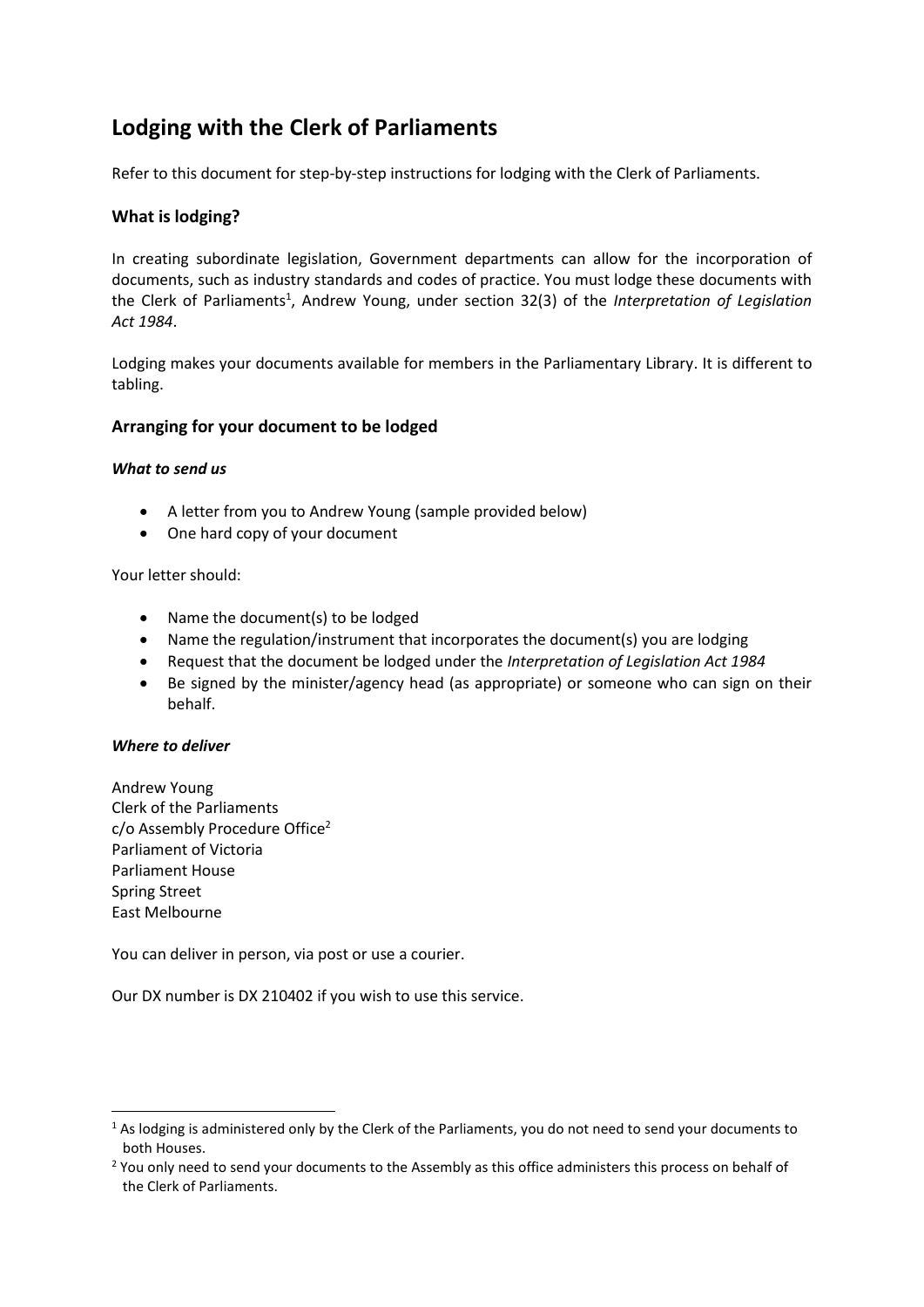# Lodging with the Clerk of Parliaments

Refer to this document for step-by-step instructions for lodging with the Clerk of Parliaments.

## What is lodging?

In creating subordinate legislation, Government departments can allow for the incorporation of documents, such as industry standards and codes of practice. You must lodge these documents with the Clerk of Parliaments[1], Andrew Young, under section 32(3) of the *Interpretation of Legislation Act 1984*.

Lodging makes your documents available for members in the Parliamentary Library. It is different to tabling.

## Arranging for your document to be lodged

### *What to send us*

- A letter from you to Andrew Young (sample provided below)
- One hard copy of your document

Your letter should:

- Name the document(s) to be lodged
- Name the regulation/instrument that incorporates the document(s) you are lodging
- Request that the document be lodged under the *Interpretation of Legislation Act 1984*
- Be signed by the minister/agency head (as appropriate) or someone who can sign on their behalf.

### *Where to deliver*

Andrew Young
Clerk of the Parliaments
c/o Assembly Procedure Office[2]
Parliament of Victoria
Parliament House
Spring Street
East Melbourne

You can deliver in person, via post or use a courier.

Our DX number is DX 210402 if you wish to use this service.

---

[1] As lodging is administered only by the Clerk of the Parliaments, you do not need to send your documents to both Houses.

[2] You only need to send your documents to the Assembly as this office administers this process on behalf of the Clerk of Parliaments.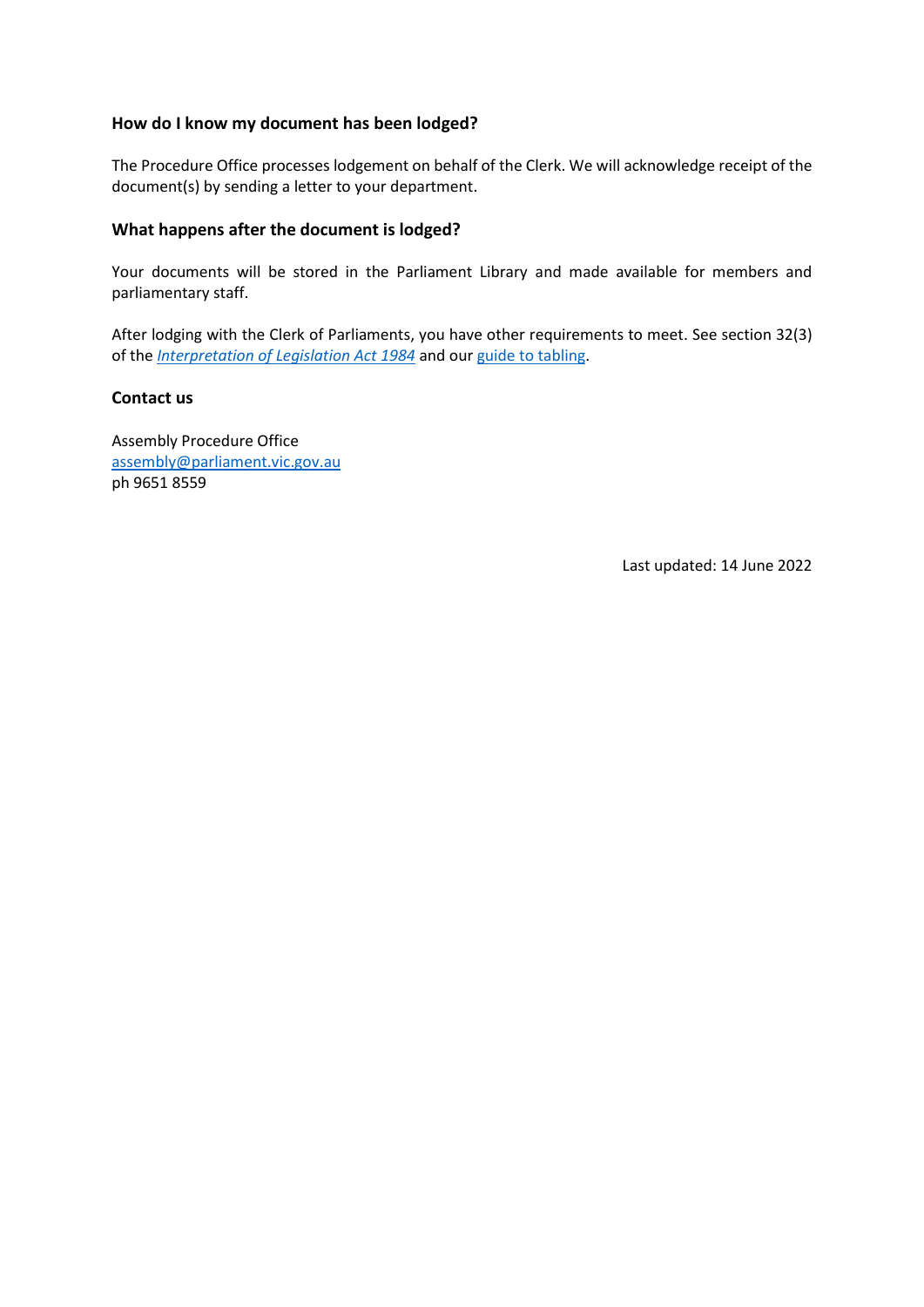### How do I know my document has been lodged?

The Procedure Office processes lodgement on behalf of the Clerk. We will acknowledge receipt of the document(s) by sending a letter to your department.

### What happens after the document is lodged?

Your documents will be stored in the Parliament Library and made available for members and parliamentary staff.

After lodging with the Clerk of Parliaments, you have other requirements to meet. See section 32(3) of the *Interpretation of Legislation Act 1984* and our guide to tabling.

### Contact us

Assembly Procedure Office
assembly@parliament.vic.gov.au
ph 9651 8559

Last updated: 14 June 2022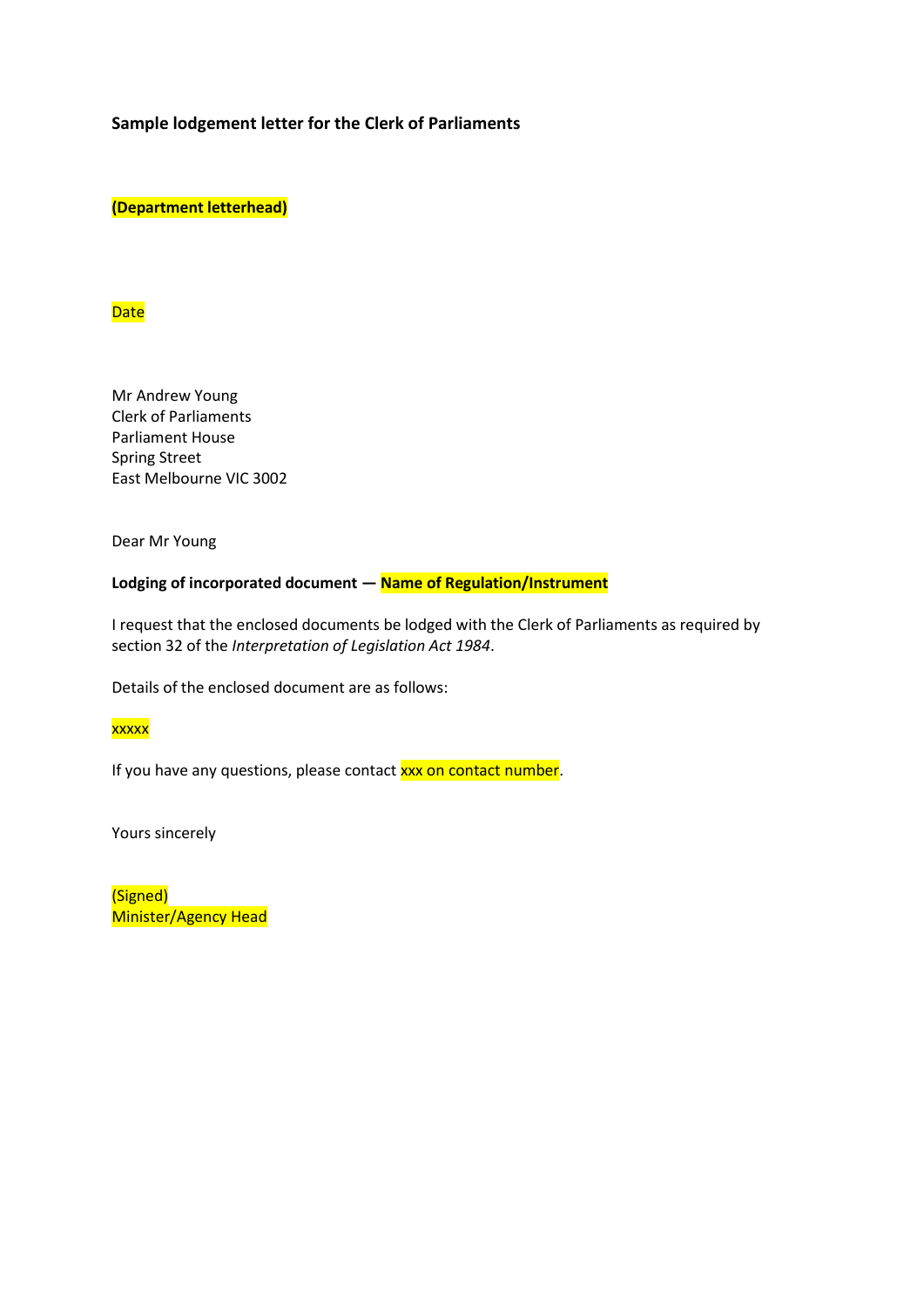**Sample lodgement letter for the Clerk of Parliaments**

**(Department letterhead)**

Date

Mr Andrew Young
Clerk of Parliaments
Parliament House
Spring Street
East Melbourne VIC 3002

Dear Mr Young

**Lodging of incorporated document — Name of Regulation/Instrument**

I request that the enclosed documents be lodged with the Clerk of Parliaments as required by section 32 of the *Interpretation of Legislation Act 1984*.

Details of the enclosed document are as follows:

xxxxx

If you have any questions, please contact xxx on contact number.

Yours sincerely

(Signed)
Minister/Agency Head